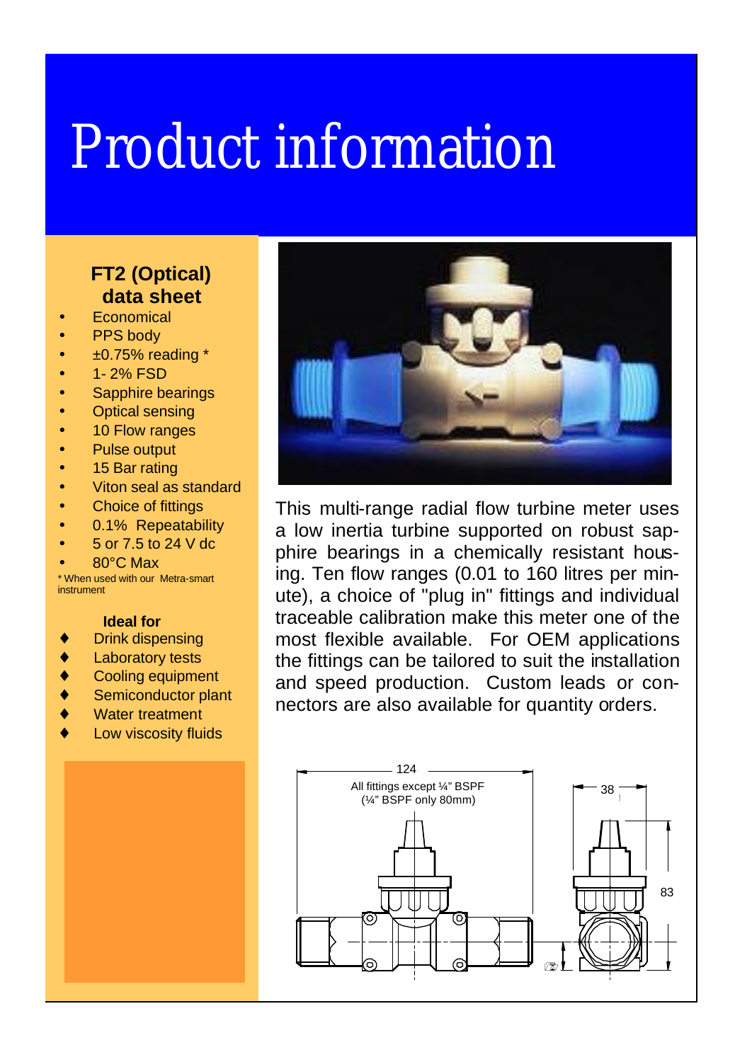# Product information

## FT2 (Optical) data sheet

- Economical
- PPS body
- ±0.75% reading *
- 1- 2% FSD
- Sapphire bearings
- Optical sensing
- 10 Flow ranges
- Pulse output
- 15 Bar rating
- Viton seal as standard
- Choice of fittings
- 0.1% Repeatability
- 5 or 7.5 to 24 V dc
- 80°C Max

* When used with our Metra-smart instrument

### Ideal for

- Drink dispensing
- Laboratory tests
- Cooling equipment
- Semiconductor plant
- Water treatment
- Low viscosity fluids

This multi-range radial flow turbine meter uses a low inertia turbine supported on robust sapphire bearings in a chemically resistant housing. Ten flow ranges (0.01 to 160 litres per minute), a choice of "plug in" fittings and individual traceable calibration make this meter one of the most flexible available. For OEM applications the fittings can be tailored to suit the installation and speed production. Custom leads or connectors are also available for quantity orders.

124

All fittings except ¼" BSPF (¼" BSPF only 80mm)

38

83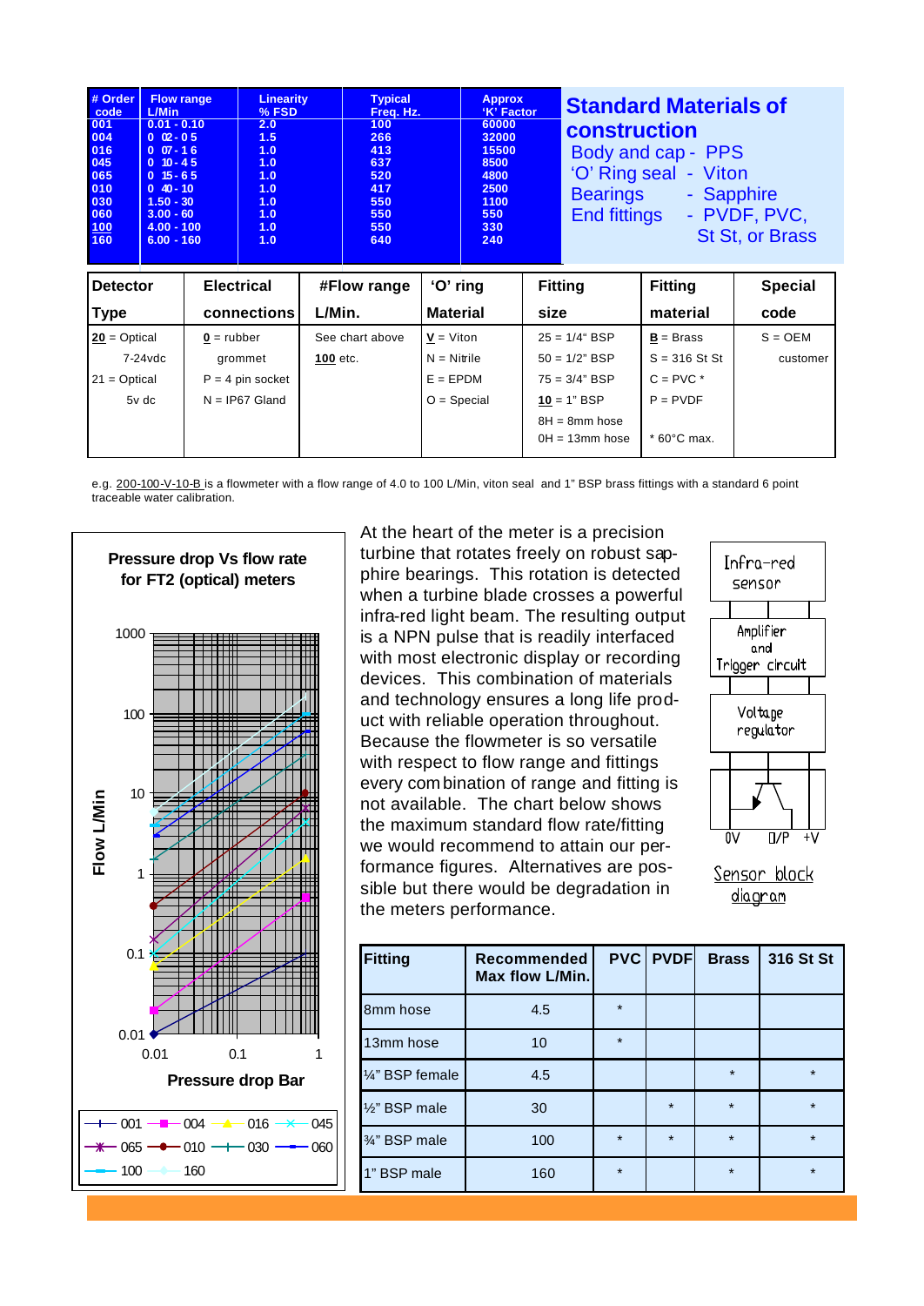| # Order code | Flow range L/Min | Linearity % FSD | Typical Freq. Hz. | Approx 'K' Factor |
|---|---|---|---|---|
| 001 | 0.01 - 0.10 | 2.0 | 100 | 60000 |
| 004 | 0.02 - 0.5 | 1.5 | 266 | 32000 |
| 016 | 0.07 - 1.6 | 1.0 | 413 | 15500 |
| 045 | 0.10 - 4.5 | 1.0 | 637 | 8500 |
| 065 | 0.15 - 6.5 | 1.0 | 520 | 4800 |
| 010 | 0.40 - 10 | 1.0 | 417 | 2500 |
| 030 | 1.50 - 30 | 1.0 | 550 | 1100 |
| 060 | 3.00 - 60 | 1.0 | 550 | 550 |
| 100 | 4.00 - 100 | 1.0 | 550 | 330 |
| 160 | 6.00 - 160 | 1.0 | 640 | 240 |

## Standard Materials of construction

Body and cap - PPS
'O' Ring seal - Viton
Bearings - Sapphire
End fittings - PVDF, PVC, St St, or Brass

| Detector Type | Electrical connections | #Flow range L/Min. | 'O' ring Material | Fitting size | Fitting material | Special code |
|---|---|---|---|---|---|---|
| 20 = Optical 7-24vdc | 0 = rubber grommet | See chart above | V = Viton | 25 = 1/4" BSP | B = Brass | S = OEM customer |
| 21 = Optical 5v dc | P = 4 pin socket | 100 etc. | N = Nitrile | 50 = 1/2" BSP | S = 316 St St | |
| | N = IP67 Gland | | E = EPDM | 75 = 3/4" BSP | C = PVC * | |
| | | | O = Special | 10 = 1" BSP | P = PVDF | |
| | | | | 8H = 8mm hose | | |
| | | | | 0H = 13mm hose | * 60°C max. | |

e.g. 200-100-V-10-B is a flowmeter with a flow range of 4.0 to 100 L/Min, viton seal and 1" BSP brass fittings with a standard 6 point traceable water calibration.

**Pressure drop Vs flow rate for FT2 (optical) meters**

Flow L/Min
1000
100
10
1
0.1
0.01
0.01 0.1 1
Pressure drop Bar

001 004 016 045 065 010 030 060 100 160

At the heart of the meter is a precision turbine that rotates freely on robust sapphire bearings. This rotation is detected when a turbine blade crosses a powerful infra-red light beam. The resulting output is a NPN pulse that is readily interfaced with most electronic display or recording devices. This combination of materials and technology ensures a long life product with reliable operation throughout. Because the flowmeter is so versatile with respect to flow range and fittings every combination of range and fitting is not available. The chart below shows the maximum standard flow rate/fitting we would recommend to attain our performance figures. Alternatives are possible but there would be degradation in the meters performance.

Infra-red sensor
Amplifier and Trigger circuit
Voltage regulator
0V O/P +V

Sensor block diagram

| Fitting | Recommended Max flow L/Min. | PVC | PVDF | Brass | 316 St St |
|---|---|---|---|---|---|
| 8mm hose | 4.5 | * | | | |
| 13mm hose | 10 | * | | | |
| ¼" BSP female | 4.5 | | | * | * |
| ½" BSP male | 30 | | * | * | * |
| ¾" BSP male | 100 | * | * | * | * |
| 1" BSP male | 160 | * | | * | * |